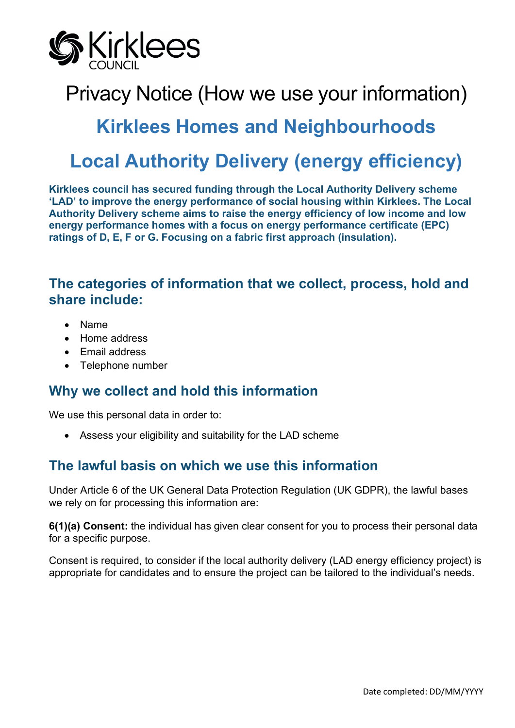Kirklees COUNCIL

# Privacy Notice (How we use your information)

## Kirklees Homes and Neighbourhoods

## Local Authority Delivery (energy efficiency)

**Kirklees council has secured funding through the Local Authority Delivery scheme 'LAD' to improve the energy performance of social housing within Kirklees. The Local Authority Delivery scheme aims to raise the energy efficiency of low income and low energy performance homes with a focus on energy performance certificate (EPC) ratings of D, E, F or G. Focusing on a fabric first approach (insulation).**

### The categories of information that we collect, process, hold and share include:

- Name
- Home address
- Email address
- Telephone number

### Why we collect and hold this information

We use this personal data in order to:

- Assess your eligibility and suitability for the LAD scheme

### The lawful basis on which we use this information

Under Article 6 of the UK General Data Protection Regulation (UK GDPR), the lawful bases we rely on for processing this information are:

**6(1)(a) Consent:** the individual has given clear consent for you to process their personal data for a specific purpose.

Consent is required, to consider if the local authority delivery (LAD energy efficiency project) is appropriate for candidates and to ensure the project can be tailored to the individual's needs.

Date completed: DD/MM/YYYY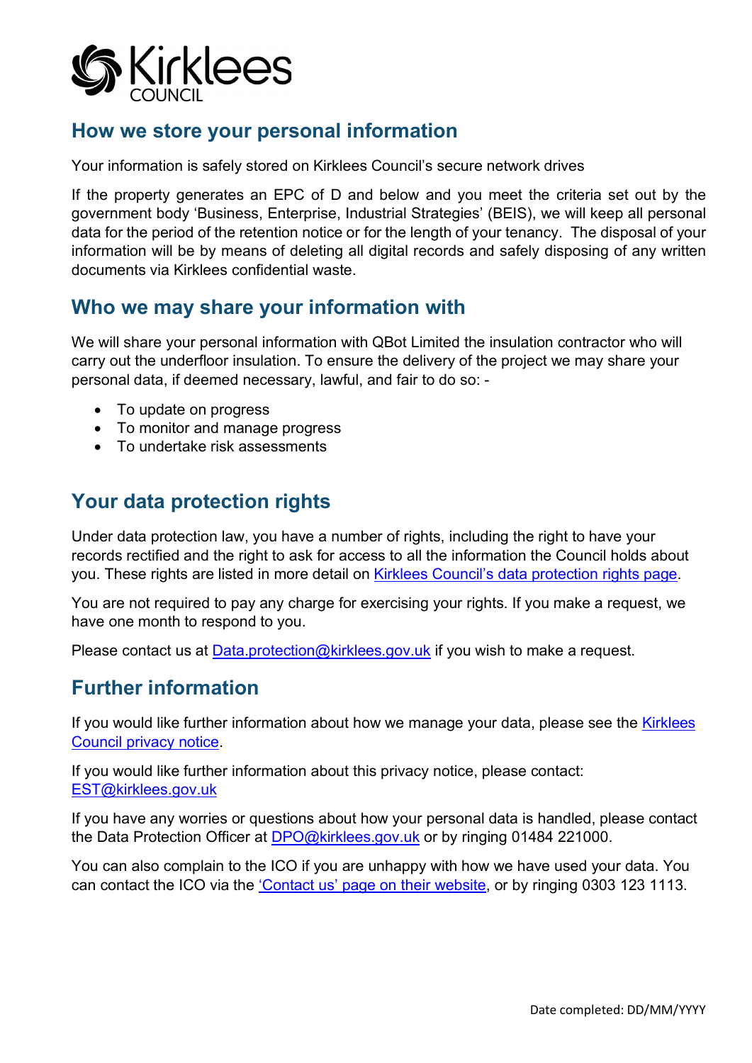## How we store your personal information

Your information is safely stored on Kirklees Council's secure network drives

If the property generates an EPC of D and below and you meet the criteria set out by the government body 'Business, Enterprise, Industrial Strategies' (BEIS), we will keep all personal data for the period of the retention notice or for the length of your tenancy. The disposal of your information will be by means of deleting all digital records and safely disposing of any written documents via Kirklees confidential waste.

## Who we may share your information with

We will share your personal information with QBot Limited the insulation contractor who will carry out the underfloor insulation. To ensure the delivery of the project we may share your personal data, if deemed necessary, lawful, and fair to do so: -

- To update on progress
- To monitor and manage progress
- To undertake risk assessments

## Your data protection rights

Under data protection law, you have a number of rights, including the right to have your records rectified and the right to ask for access to all the information the Council holds about you. These rights are listed in more detail on Kirklees Council's data protection rights page.

You are not required to pay any charge for exercising your rights. If you make a request, we have one month to respond to you.

Please contact us at Data.protection@kirklees.gov.uk if you wish to make a request.

## Further information

If you would like further information about how we manage your data, please see the Kirklees Council privacy notice.

If you would like further information about this privacy notice, please contact: EST@kirklees.gov.uk

If you have any worries or questions about how your personal data is handled, please contact the Data Protection Officer at DPO@kirklees.gov.uk or by ringing 01484 221000.

You can also complain to the ICO if you are unhappy with how we have used your data. You can contact the ICO via the 'Contact us' page on their website, or by ringing 0303 123 1113.

Date completed: DD/MM/YYYY